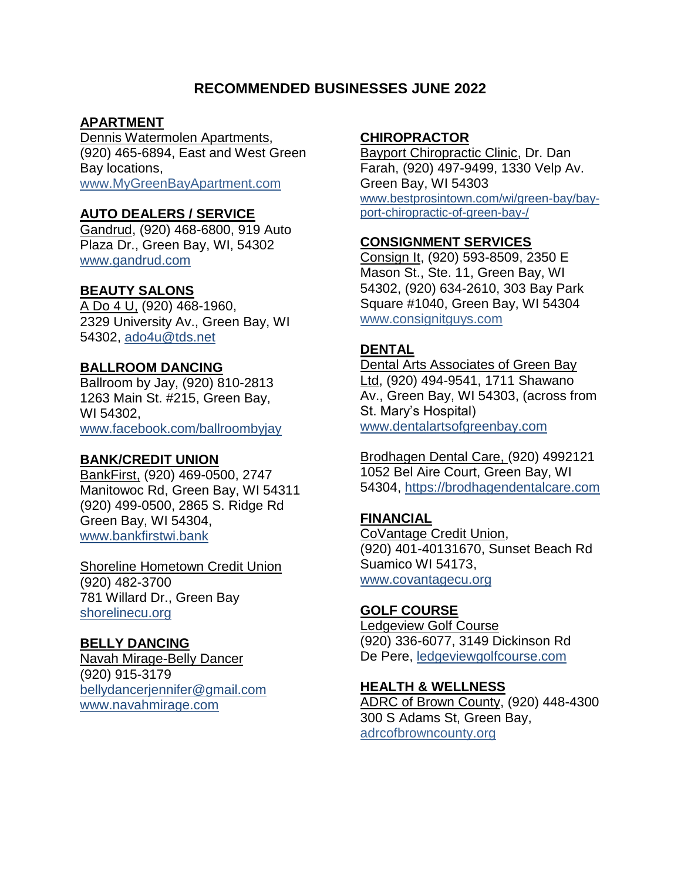# RECOMMENDED BUSINESSES JUNE 2022

## APARTMENT

Dennis Watermolen Apartments, (920) 465-6894, East and West Green Bay locations, www.MyGreenBayApartment.com

## AUTO DEALERS / SERVICE

Gandrud, (920) 468-6800, 919 Auto Plaza Dr., Green Bay, WI, 54302 www.gandrud.com

## BEAUTY SALONS

A Do 4 U, (920) 468-1960, 2329 University Av., Green Bay, WI 54302, ado4u@tds.net

## BALLROOM DANCING

Ballroom by Jay, (920) 810-2813 1263 Main St. #215, Green Bay, WI 54302, www.facebook.com/ballroombyjay

## BANK/CREDIT UNION

BankFirst, (920) 469-0500, 2747 Manitowoc Rd, Green Bay, WI 54311 (920) 499-0500, 2865 S. Ridge Rd Green Bay, WI 54304, www.bankfirstwi.bank

Shoreline Hometown Credit Union (920) 482-3700 781 Willard Dr., Green Bay shorelinecu.org

## BELLY DANCING

Navah Mirage-Belly Dancer (920) 915-3179 bellydancerjennifer@gmail.com www.navahmirage.com

## CHIROPRACTOR

Bayport Chiropractic Clinic, Dr. Dan Farah, (920) 497-9499, 1330 Velp Av. Green Bay, WI 54303 www.bestprosintown.com/wi/green-bay/bay-port-chiropractic-of-green-bay-/

## CONSIGNMENT SERVICES

Consign It, (920) 593-8509, 2350 E Mason St., Ste. 11, Green Bay, WI 54302, (920) 634-2610, 303 Bay Park Square #1040, Green Bay, WI 54304 www.consignitguys.com

## DENTAL

Dental Arts Associates of Green Bay Ltd, (920) 494-9541, 1711 Shawano Av., Green Bay, WI 54303, (across from St. Mary's Hospital) www.dentalartsofgreenbay.com

Brodhagen Dental Care, (920) 4992121 1052 Bel Aire Court, Green Bay, WI 54304, https://brodhagendentalcare.com

## FINANCIAL

CoVantage Credit Union, (920) 401-40131670, Sunset Beach Rd Suamico WI 54173, www.covantagecu.org

## GOLF COURSE

Ledgeview Golf Course (920) 336-6077, 3149 Dickinson Rd De Pere, ledgeviewgolfcourse.com

## HEALTH & WELLNESS

ADRC of Brown County, (920) 448-4300 300 S Adams St, Green Bay, adrcofbrowncounty.org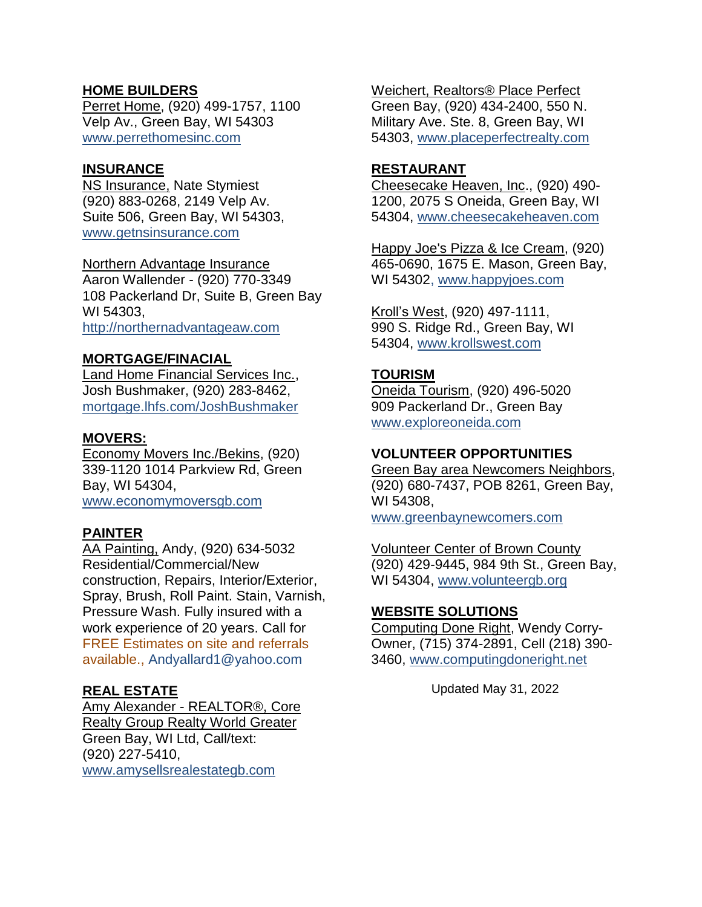## HOME BUILDERS

Perret Home, (920) 499-1757, 1100 Velp Av., Green Bay, WI 54303
www.perrethomesinc.com

## INSURANCE

NS Insurance, Nate Stymiest
(920) 883-0268, 2149 Velp Av.
Suite 506, Green Bay, WI 54303,
www.getnsinsurance.com

Northern Advantage Insurance
Aaron Wallender - (920) 770-3349
108 Packerland Dr, Suite B, Green Bay WI 54303,
http://northernadvantageaw.com

## MORTGAGE/FINACIAL

Land Home Financial Services Inc., Josh Bushmaker, (920) 283-8462,
mortgage.lhfs.com/JoshBushmaker

## MOVERS:

Economy Movers Inc./Bekins, (920) 339-1120 1014 Parkview Rd, Green Bay, WI 54304,
www.economymoversgb.com

## PAINTER

AA Painting, Andy, (920) 634-5032 Residential/Commercial/New construction, Repairs, Interior/Exterior, Spray, Brush, Roll Paint. Stain, Varnish, Pressure Wash. Fully insured with a work experience of 20 years. Call for FREE Estimates on site and referrals available., Andyallard1@yahoo.com

## REAL ESTATE

Amy Alexander - REALTOR®, Core Realty Group Realty World Greater Green Bay, WI Ltd, Call/text:
(920) 227-5410,
www.amysellsrealestategb.com

Weichert, Realtors® Place Perfect
Green Bay, (920) 434-2400, 550 N. Military Ave. Ste. 8, Green Bay, WI 54303, www.placeperfectrealty.com

## RESTAURANT

Cheesecake Heaven, Inc., (920) 490-1200, 2075 S Oneida, Green Bay, WI 54304, www.cheesecakeheaven.com

Happy Joe's Pizza & Ice Cream, (920) 465-0690, 1675 E. Mason, Green Bay, WI 54302, www.happyjoes.com

Kroll's West, (920) 497-1111,
990 S. Ridge Rd., Green Bay, WI 54304, www.krollswest.com

## TOURISM

Oneida Tourism, (920) 496-5020
909 Packerland Dr., Green Bay
www.exploreoneida.com

## VOLUNTEER OPPORTUNITIES

Green Bay area Newcomers Neighbors, (920) 680-7437, POB 8261, Green Bay, WI 54308,
www.greenbaynewcomers.com

Volunteer Center of Brown County
(920) 429-9445, 984 9th St., Green Bay, WI 54304, www.volunteergb.org

## WEBSITE SOLUTIONS

Computing Done Right, Wendy Corry-Owner, (715) 374-2891, Cell (218) 390-3460, www.computingdoneright.net

Updated May 31, 2022